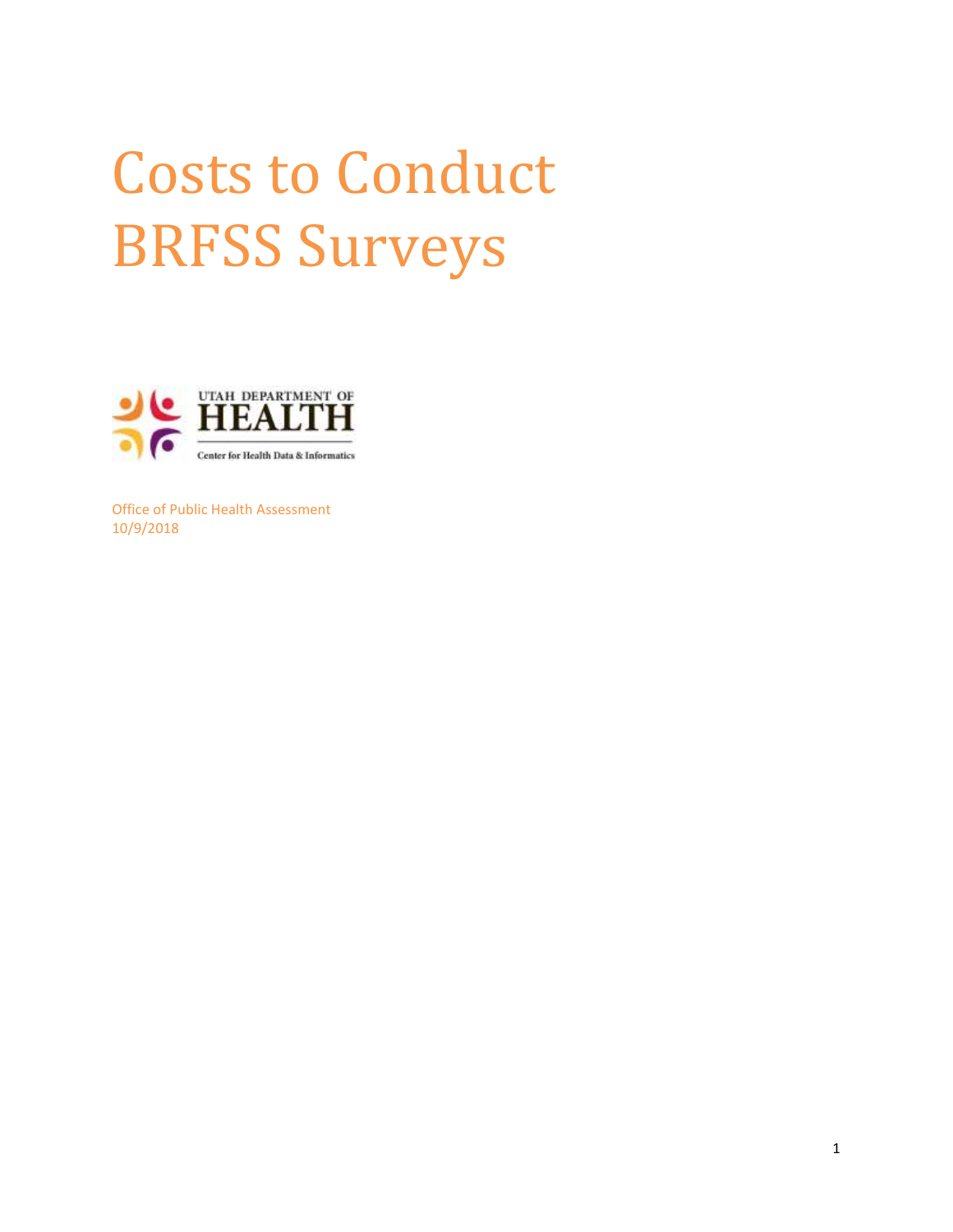# Costs to Conduct BRFSS Surveys

UTAH DEPARTMENT OF
HEALTH
Center for Health Data & Informatics

Office of Public Health Assessment
10/9/2018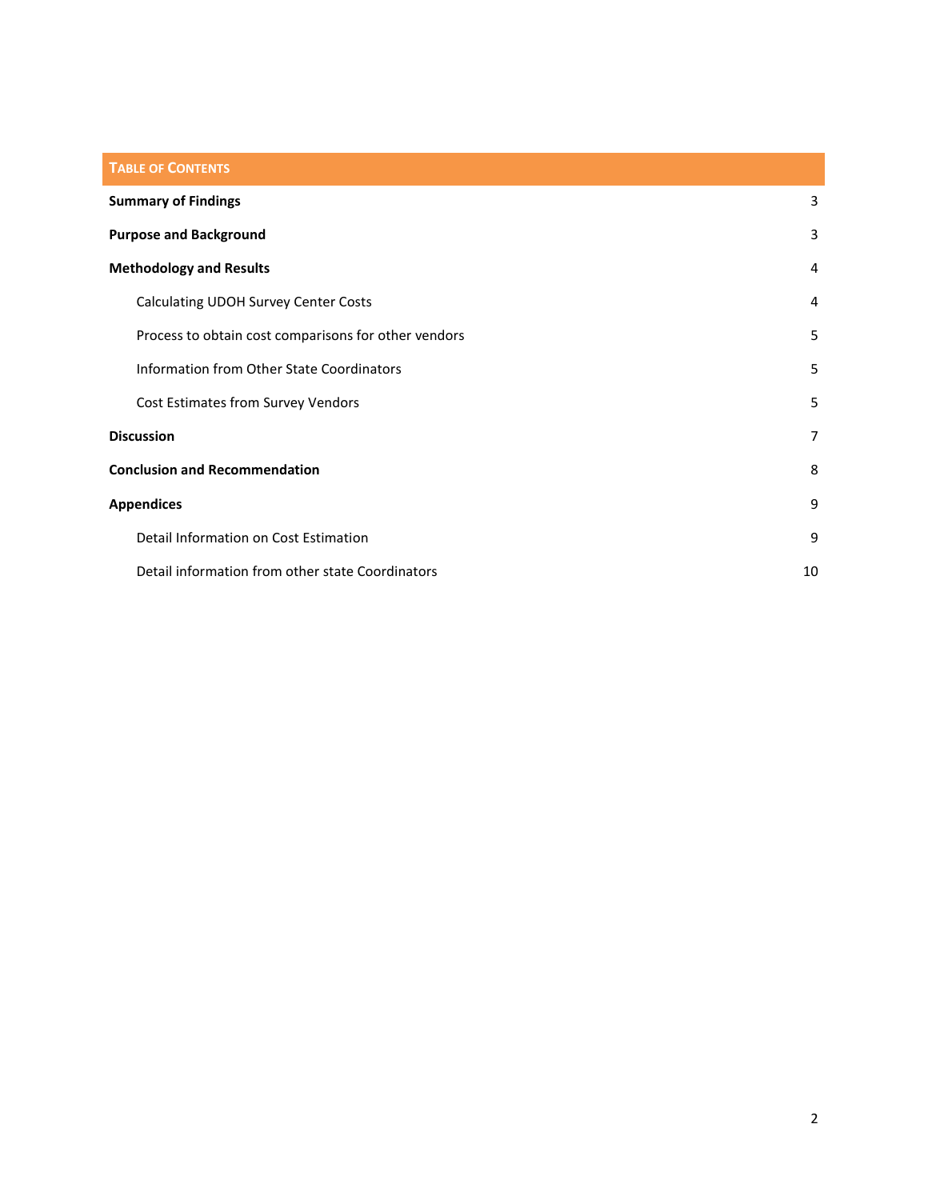## Table of Contents

| | |
|---|---|
| **Summary of Findings** | 3 |
| **Purpose and Background** | 3 |
| **Methodology and Results** | 4 |
| Calculating UDOH Survey Center Costs | 4 |
| Process to obtain cost comparisons for other vendors | 5 |
| Information from Other State Coordinators | 5 |
| Cost Estimates from Survey Vendors | 5 |
| **Discussion** | 7 |
| **Conclusion and Recommendation** | 8 |
| **Appendices** | 9 |
| Detail Information on Cost Estimation | 9 |
| Detail information from other state Coordinators | 10 |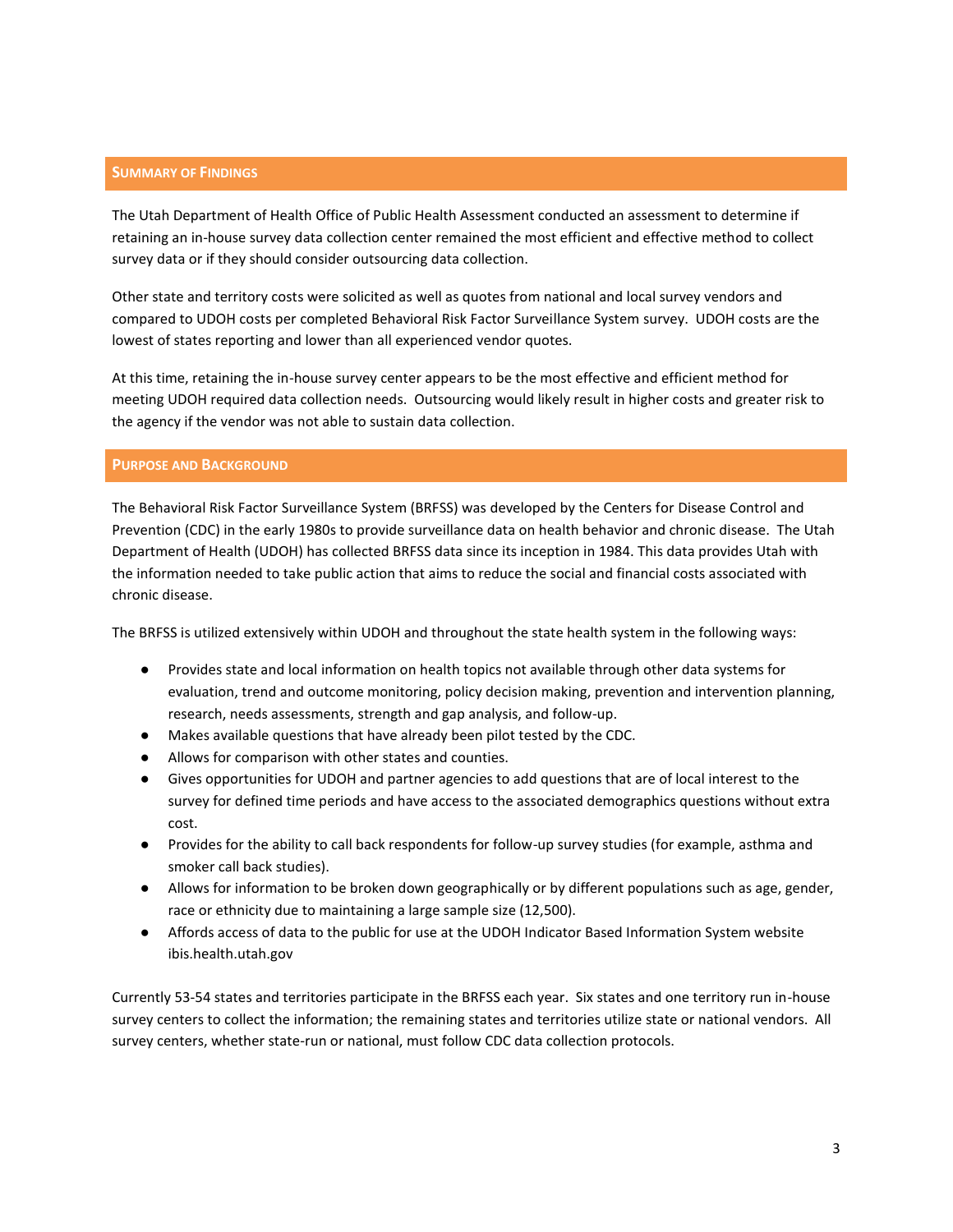## Summary of Findings

The Utah Department of Health Office of Public Health Assessment conducted an assessment to determine if retaining an in-house survey data collection center remained the most efficient and effective method to collect survey data or if they should consider outsourcing data collection.

Other state and territory costs were solicited as well as quotes from national and local survey vendors and compared to UDOH costs per completed Behavioral Risk Factor Surveillance System survey. UDOH costs are the lowest of states reporting and lower than all experienced vendor quotes.

At this time, retaining the in-house survey center appears to be the most effective and efficient method for meeting UDOH required data collection needs. Outsourcing would likely result in higher costs and greater risk to the agency if the vendor was not able to sustain data collection.

## Purpose and Background

The Behavioral Risk Factor Surveillance System (BRFSS) was developed by the Centers for Disease Control and Prevention (CDC) in the early 1980s to provide surveillance data on health behavior and chronic disease. The Utah Department of Health (UDOH) has collected BRFSS data since its inception in 1984. This data provides Utah with the information needed to take public action that aims to reduce the social and financial costs associated with chronic disease.

The BRFSS is utilized extensively within UDOH and throughout the state health system in the following ways:

- Provides state and local information on health topics not available through other data systems for evaluation, trend and outcome monitoring, policy decision making, prevention and intervention planning, research, needs assessments, strength and gap analysis, and follow-up.
- Makes available questions that have already been pilot tested by the CDC.
- Allows for comparison with other states and counties.
- Gives opportunities for UDOH and partner agencies to add questions that are of local interest to the survey for defined time periods and have access to the associated demographics questions without extra cost.
- Provides for the ability to call back respondents for follow-up survey studies (for example, asthma and smoker call back studies).
- Allows for information to be broken down geographically or by different populations such as age, gender, race or ethnicity due to maintaining a large sample size (12,500).
- Affords access of data to the public for use at the UDOH Indicator Based Information System website ibis.health.utah.gov

Currently 53-54 states and territories participate in the BRFSS each year. Six states and one territory run in-house survey centers to collect the information; the remaining states and territories utilize state or national vendors. All survey centers, whether state-run or national, must follow CDC data collection protocols.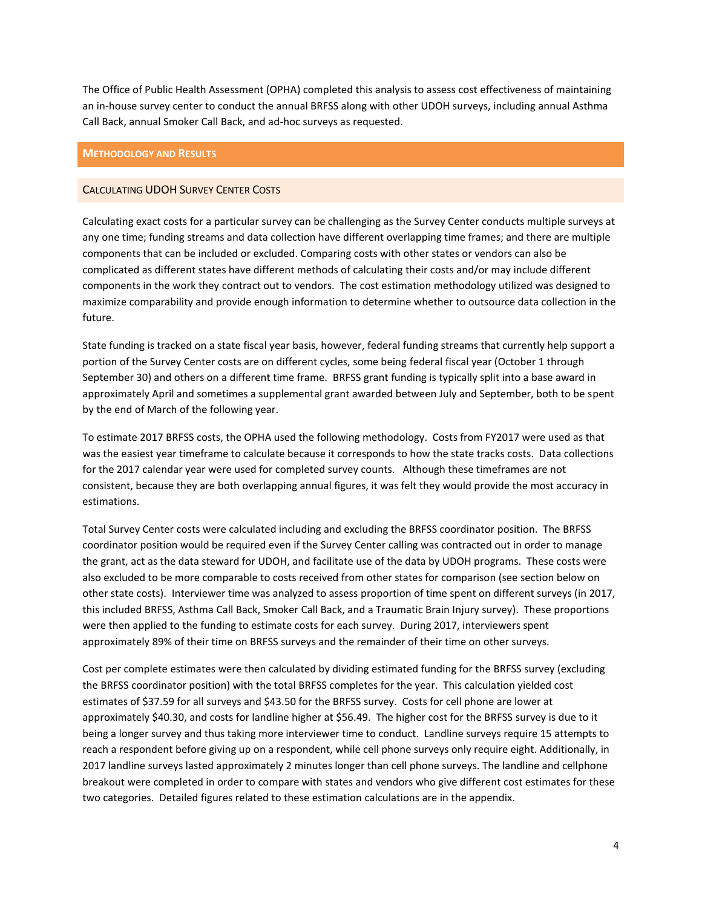The Office of Public Health Assessment (OPHA) completed this analysis to assess cost effectiveness of maintaining an in-house survey center to conduct the annual BRFSS along with other UDOH surveys, including annual Asthma Call Back, annual Smoker Call Back, and ad-hoc surveys as requested.

## Methodology and Results

### Calculating UDOH Survey Center Costs

Calculating exact costs for a particular survey can be challenging as the Survey Center conducts multiple surveys at any one time; funding streams and data collection have different overlapping time frames; and there are multiple components that can be included or excluded. Comparing costs with other states or vendors can also be complicated as different states have different methods of calculating their costs and/or may include different components in the work they contract out to vendors. The cost estimation methodology utilized was designed to maximize comparability and provide enough information to determine whether to outsource data collection in the future.

State funding is tracked on a state fiscal year basis, however, federal funding streams that currently help support a portion of the Survey Center costs are on different cycles, some being federal fiscal year (October 1 through September 30) and others on a different time frame. BRFSS grant funding is typically split into a base award in approximately April and sometimes a supplemental grant awarded between July and September, both to be spent by the end of March of the following year.

To estimate 2017 BRFSS costs, the OPHA used the following methodology. Costs from FY2017 were used as that was the easiest year timeframe to calculate because it corresponds to how the state tracks costs. Data collections for the 2017 calendar year were used for completed survey counts. Although these timeframes are not consistent, because they are both overlapping annual figures, it was felt they would provide the most accuracy in estimations.

Total Survey Center costs were calculated including and excluding the BRFSS coordinator position. The BRFSS coordinator position would be required even if the Survey Center calling was contracted out in order to manage the grant, act as the data steward for UDOH, and facilitate use of the data by UDOH programs. These costs were also excluded to be more comparable to costs received from other states for comparison (see section below on other state costs). Interviewer time was analyzed to assess proportion of time spent on different surveys (in 2017, this included BRFSS, Asthma Call Back, Smoker Call Back, and a Traumatic Brain Injury survey). These proportions were then applied to the funding to estimate costs for each survey. During 2017, interviewers spent approximately 89% of their time on BRFSS surveys and the remainder of their time on other surveys.

Cost per complete estimates were then calculated by dividing estimated funding for the BRFSS survey (excluding the BRFSS coordinator position) with the total BRFSS completes for the year. This calculation yielded cost estimates of $37.59 for all surveys and $43.50 for the BRFSS survey. Costs for cell phone are lower at approximately $40.30, and costs for landline higher at $56.49. The higher cost for the BRFSS survey is due to it being a longer survey and thus taking more interviewer time to conduct. Landline surveys require 15 attempts to reach a respondent before giving up on a respondent, while cell phone surveys only require eight. Additionally, in 2017 landline surveys lasted approximately 2 minutes longer than cell phone surveys. The landline and cellphone breakout were completed in order to compare with states and vendors who give different cost estimates for these two categories. Detailed figures related to these estimation calculations are in the appendix.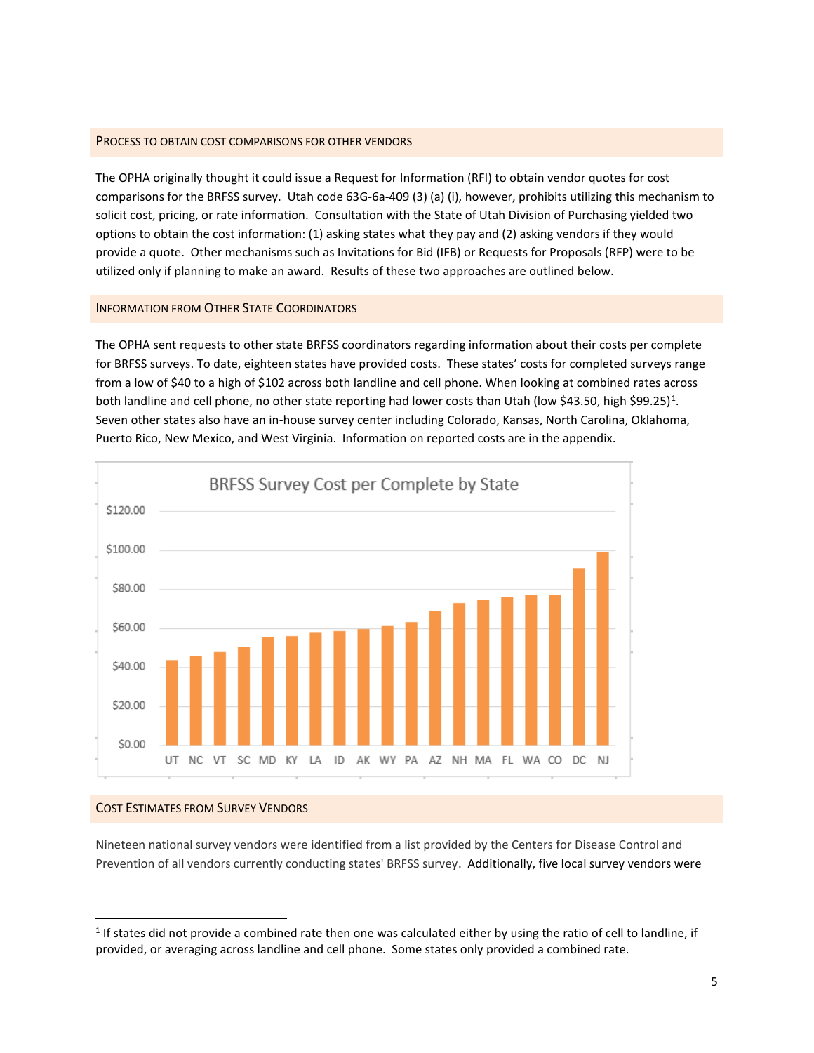## Process to Obtain Cost Comparisons for Other Vendors

The OPHA originally thought it could issue a Request for Information (RFI) to obtain vendor quotes for cost comparisons for the BRFSS survey. Utah code 63G-6a-409 (3) (a) (i), however, prohibits utilizing this mechanism to solicit cost, pricing, or rate information. Consultation with the State of Utah Division of Purchasing yielded two options to obtain the cost information: (1) asking states what they pay and (2) asking vendors if they would provide a quote. Other mechanisms such as Invitations for Bid (IFB) or Requests for Proposals (RFP) were to be utilized only if planning to make an award. Results of these two approaches are outlined below.

## Information from Other State Coordinators

The OPHA sent requests to other state BRFSS coordinators regarding information about their costs per complete for BRFSS surveys. To date, eighteen states have provided costs. These states' costs for completed surveys range from a low of $40 to a high of $102 across both landline and cell phone. When looking at combined rates across both landline and cell phone, no other state reporting had lower costs than Utah (low $43.50, high $99.25)[1]. Seven other states also have an in-house survey center including Colorado, Kansas, North Carolina, Oklahoma, Puerto Rico, New Mexico, and West Virginia. Information on reported costs are in the appendix.

BRFSS Survey Cost per Complete by State

## Cost Estimates from Survey Vendors

Nineteen national survey vendors were identified from a list provided by the Centers for Disease Control and Prevention of all vendors currently conducting states' BRFSS survey. Additionally, five local survey vendors were

[1] If states did not provide a combined rate then one was calculated either by using the ratio of cell to landline, if provided, or averaging across landline and cell phone. Some states only provided a combined rate.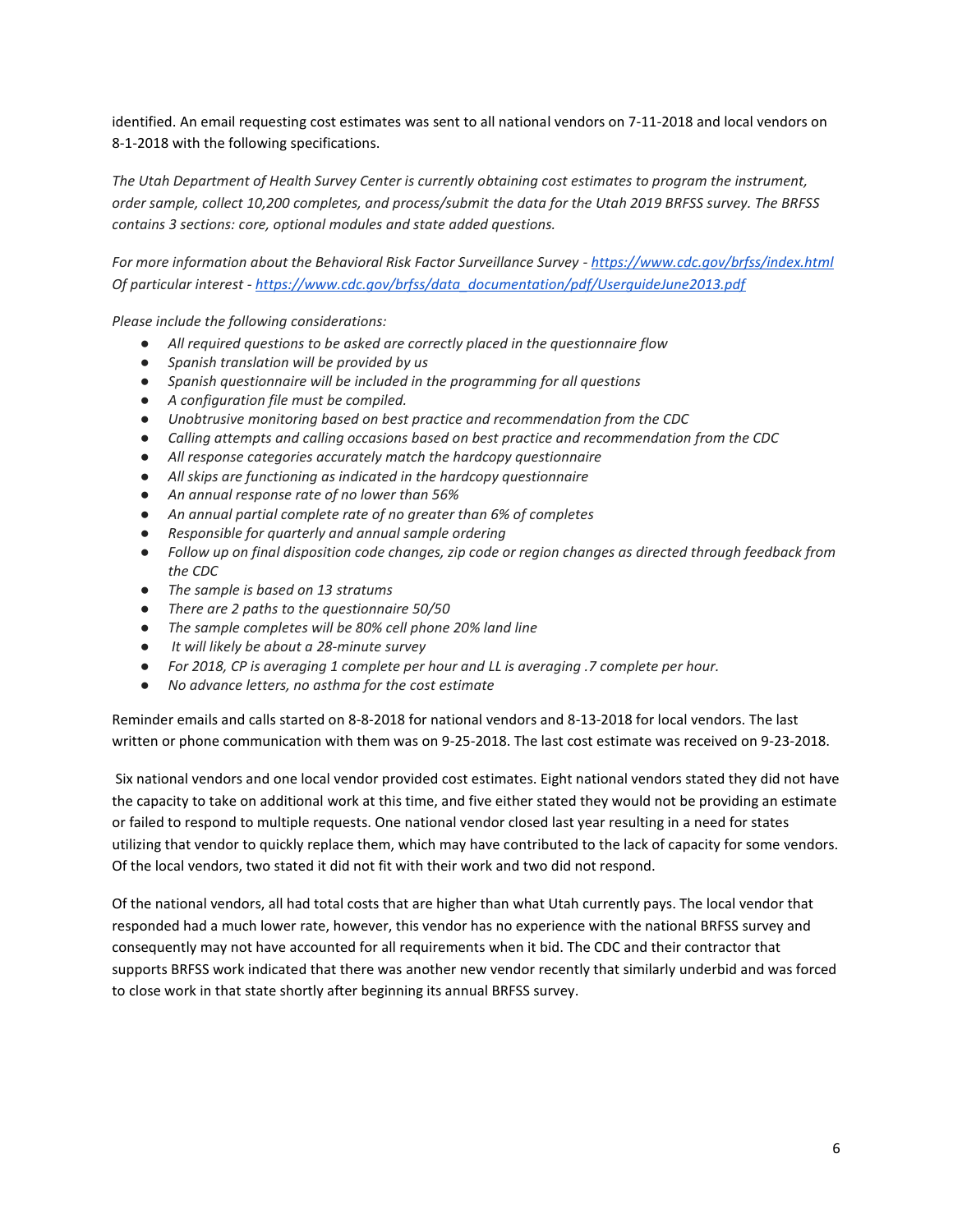identified. An email requesting cost estimates was sent to all national vendors on 7-11-2018 and local vendors on 8-1-2018 with the following specifications.

*The Utah Department of Health Survey Center is currently obtaining cost estimates to program the instrument, order sample, collect 10,200 completes, and process/submit the data for the Utah 2019 BRFSS survey. The BRFSS contains 3 sections: core, optional modules and state added questions.*

*For more information about the Behavioral Risk Factor Surveillance Survey - [https://www.cdc.gov/brfss/index.html](https://www.cdc.gov/brfss/index.html)*
*Of particular interest - [https://www.cdc.gov/brfss/data_documentation/pdf/UserguideJune2013.pdf](https://www.cdc.gov/brfss/data_documentation/pdf/UserguideJune2013.pdf)*

*Please include the following considerations:*

- *All required questions to be asked are correctly placed in the questionnaire flow*
- *Spanish translation will be provided by us*
- *Spanish questionnaire will be included in the programming for all questions*
- *A configuration file must be compiled.*
- *Unobtrusive monitoring based on best practice and recommendation from the CDC*
- *Calling attempts and calling occasions based on best practice and recommendation from the CDC*
- *All response categories accurately match the hardcopy questionnaire*
- *All skips are functioning as indicated in the hardcopy questionnaire*
- *An annual response rate of no lower than 56%*
- *An annual partial complete rate of no greater than 6% of completes*
- *Responsible for quarterly and annual sample ordering*
- *Follow up on final disposition code changes, zip code or region changes as directed through feedback from the CDC*
- *The sample is based on 13 stratums*
- *There are 2 paths to the questionnaire 50/50*
- *The sample completes will be 80% cell phone 20% land line*
- *It will likely be about a 28-minute survey*
- *For 2018, CP is averaging 1 complete per hour and LL is averaging .7 complete per hour.*
- *No advance letters, no asthma for the cost estimate*

Reminder emails and calls started on 8-8-2018 for national vendors and 8-13-2018 for local vendors. The last written or phone communication with them was on 9-25-2018. The last cost estimate was received on 9-23-2018.

Six national vendors and one local vendor provided cost estimates. Eight national vendors stated they did not have the capacity to take on additional work at this time, and five either stated they would not be providing an estimate or failed to respond to multiple requests. One national vendor closed last year resulting in a need for states utilizing that vendor to quickly replace them, which may have contributed to the lack of capacity for some vendors. Of the local vendors, two stated it did not fit with their work and two did not respond.

Of the national vendors, all had total costs that are higher than what Utah currently pays. The local vendor that responded had a much lower rate, however, this vendor has no experience with the national BRFSS survey and consequently may not have accounted for all requirements when it bid. The CDC and their contractor that supports BRFSS work indicated that there was another new vendor recently that similarly underbid and was forced to close work in that state shortly after beginning its annual BRFSS survey.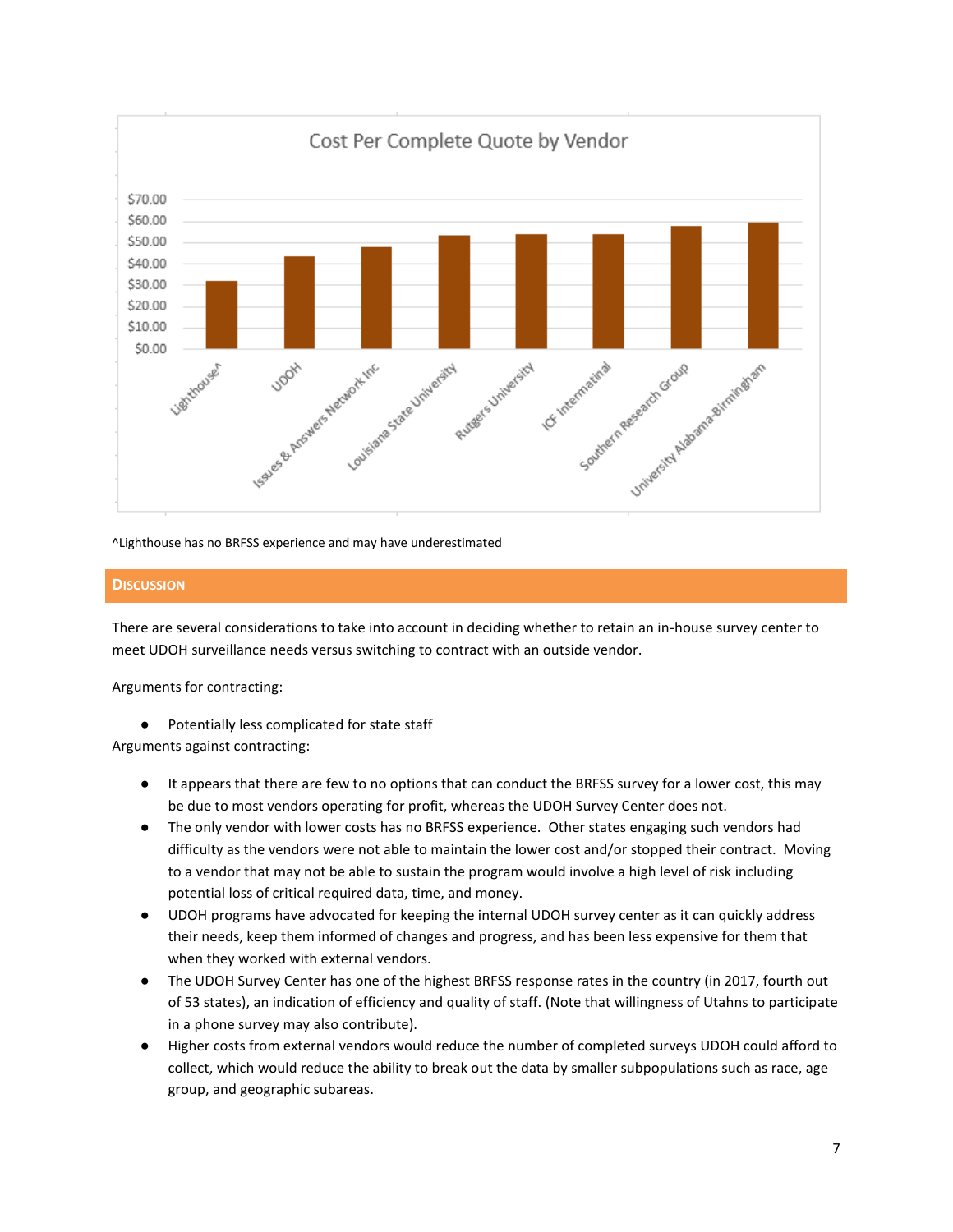Cost Per Complete Quote by Vendor

^Lighthouse has no BRFSS experience and may have underestimated

## Discussion

There are several considerations to take into account in deciding whether to retain an in-house survey center to meet UDOH surveillance needs versus switching to contract with an outside vendor.

Arguments for contracting:

- Potentially less complicated for state staff

Arguments against contracting:

- It appears that there are few to no options that can conduct the BRFSS survey for a lower cost, this may be due to most vendors operating for profit, whereas the UDOH Survey Center does not.
- The only vendor with lower costs has no BRFSS experience. Other states engaging such vendors had difficulty as the vendors were not able to maintain the lower cost and/or stopped their contract. Moving to a vendor that may not be able to sustain the program would involve a high level of risk including potential loss of critical required data, time, and money.
- UDOH programs have advocated for keeping the internal UDOH survey center as it can quickly address their needs, keep them informed of changes and progress, and has been less expensive for them that when they worked with external vendors.
- The UDOH Survey Center has one of the highest BRFSS response rates in the country (in 2017, fourth out of 53 states), an indication of efficiency and quality of staff. (Note that willingness of Utahns to participate in a phone survey may also contribute).
- Higher costs from external vendors would reduce the number of completed surveys UDOH could afford to collect, which would reduce the ability to break out the data by smaller subpopulations such as race, age group, and geographic subareas.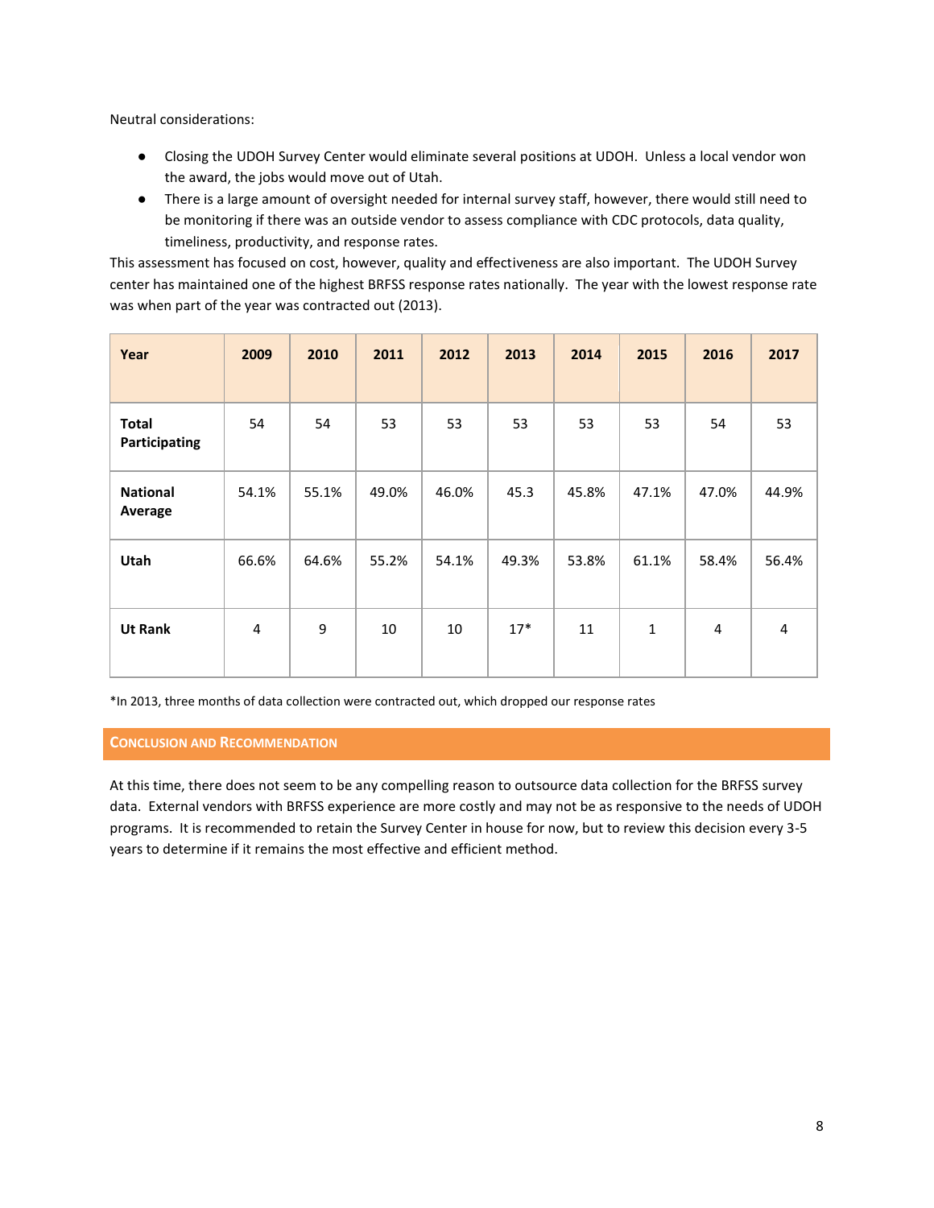Neutral considerations:

- Closing the UDOH Survey Center would eliminate several positions at UDOH. Unless a local vendor won the award, the jobs would move out of Utah.
- There is a large amount of oversight needed for internal survey staff, however, there would still need to be monitoring if there was an outside vendor to assess compliance with CDC protocols, data quality, timeliness, productivity, and response rates.

This assessment has focused on cost, however, quality and effectiveness are also important. The UDOH Survey center has maintained one of the highest BRFSS response rates nationally. The year with the lowest response rate was when part of the year was contracted out (2013).

| Year | 2009 | 2010 | 2011 | 2012 | 2013 | 2014 | 2015 | 2016 | 2017 |
|---|---|---|---|---|---|---|---|---|---|
| **Total Participating** | 54 | 54 | 53 | 53 | 53 | 53 | 53 | 54 | 53 |
| **National Average** | 54.1% | 55.1% | 49.0% | 46.0% | 45.3 | 45.8% | 47.1% | 47.0% | 44.9% |
| **Utah** | 66.6% | 64.6% | 55.2% | 54.1% | 49.3% | 53.8% | 61.1% | 58.4% | 56.4% |
| **Ut Rank** | 4 | 9 | 10 | 10 | 17* | 11 | 1 | 4 | 4 |

*In 2013, three months of data collection were contracted out, which dropped our response rates

## Conclusion and Recommendation

At this time, there does not seem to be any compelling reason to outsource data collection for the BRFSS survey data. External vendors with BRFSS experience are more costly and may not be as responsive to the needs of UDOH programs. It is recommended to retain the Survey Center in house for now, but to review this decision every 3-5 years to determine if it remains the most effective and efficient method.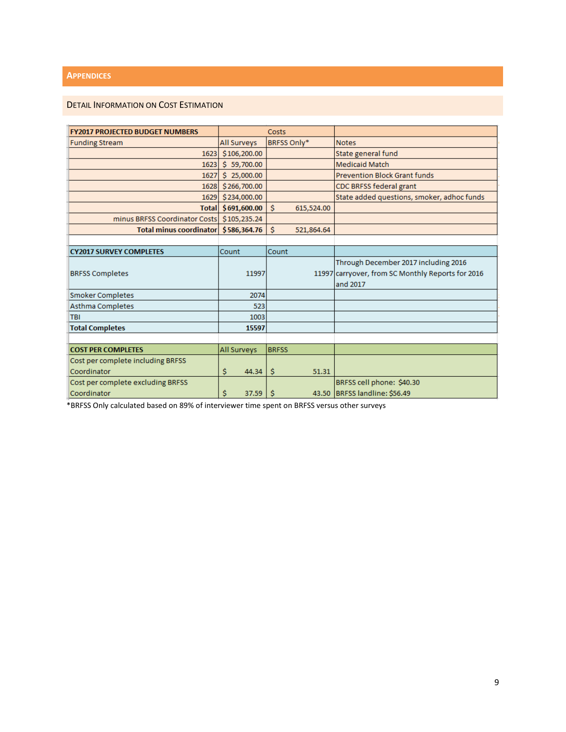## Appendices

### Detail Information on Cost Estimation

| FY2017 PROJECTED BUDGET NUMBERS | Costs | | |
|---|---|---|---|
| Funding Stream | All Surveys | BRFSS Only* | Notes |
| 1623 | $106,200.00 | | State general fund |
| 1623 | $ 59,700.00 | | Medicaid Match |
| 1627 | $ 25,000.00 | | Prevention Block Grant funds |
| 1628 | $266,700.00 | | CDC BRFSS federal grant |
| 1629 | $234,000.00 | | State added questions, smoker, adhoc funds |
| **Total** | **$691,600.00** | $ 615,524.00 | |
| minus BRFSS Coordinator Costs | $105,235.24 | | |
| **Total minus coordinator** | **$586,364.76** | $ 521,864.64 | |

| CY2017 SURVEY COMPLETES | Count | Count | |
|---|---|---|---|
| BRFSS Completes | 11997 | 11997 | Through December 2017 including 2016 carryover, from SC Monthly Reports for 2016 and 2017 |
| Smoker Completes | 2074 | | |
| Asthma Completes | 523 | | |
| TBI | 1003 | | |
| **Total Completes** | **15597** | | |

| COST PER COMPLETES | All Surveys | BRFSS | |
|---|---|---|---|
| Cost per complete including BRFSS Coordinator | $ 44.34 | $ 51.31 | |
| Cost per complete excluding BRFSS Coordinator | $ 37.59 | $ 43.50 | BRFSS cell phone: $40.30<br>BRFSS landline: $56.49 |

*BRFSS Only calculated based on 89% of interviewer time spent on BRFSS versus other surveys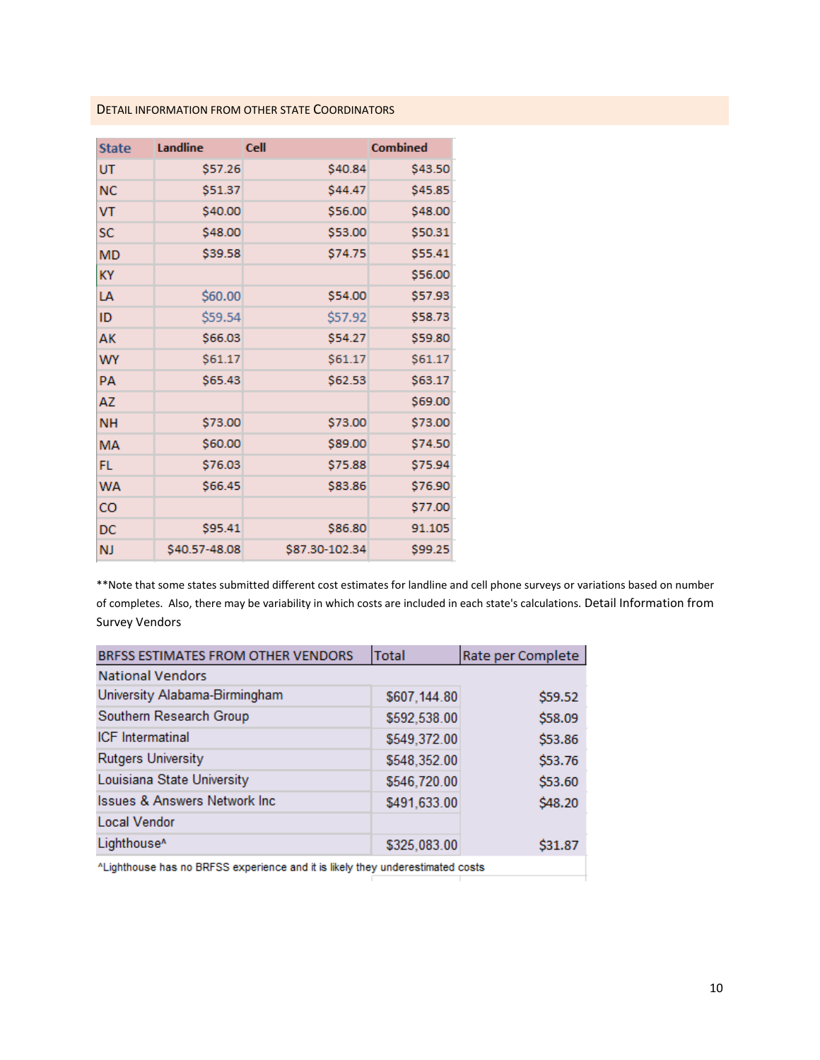## Detail Information from Other State Coordinators

| State | Landline | Cell | Combined |
|---|---|---|---|
| UT | $57.26 | $40.84 | $43.50 |
| NC | $51.37 | $44.47 | $45.85 |
| VT | $40.00 | $56.00 | $48.00 |
| SC | $48.00 | $53.00 | $50.31 |
| MD | $39.58 | $74.75 | $55.41 |
| KY | | | $56.00 |
| LA | $60.00 | $54.00 | $57.93 |
| ID | $59.54 | $57.92 | $58.73 |
| AK | $66.03 | $54.27 | $59.80 |
| WY | $61.17 | $61.17 | $61.17 |
| PA | $65.43 | $62.53 | $63.17 |
| AZ | | | $69.00 |
| NH | $73.00 | $73.00 | $73.00 |
| MA | $60.00 | $89.00 | $74.50 |
| FL | $76.03 | $75.88 | $75.94 |
| WA | $66.45 | $83.86 | $76.90 |
| CO | | | $77.00 |
| DC | $95.41 | $86.80 | 91.105 |
| NJ | $40.57-48.08 | $87.30-102.34 | $99.25 |

**Note that some states submitted different cost estimates for landline and cell phone surveys or variations based on number of completes. Also, there may be variability in which costs are included in each state's calculations. Detail Information from Survey Vendors

| BRFSS ESTIMATES FROM OTHER VENDORS | Total | Rate per Complete |
|---|---|---|
| National Vendors | | |
| University Alabama-Birmingham | $607,144.80 | $59.52 |
| Southern Research Group | $592,538.00 | $58.09 |
| ICF Intermatinal | $549,372.00 | $53.86 |
| Rutgers University | $548,352.00 | $53.76 |
| Louisiana State University | $546,720.00 | $53.60 |
| Issues & Answers Network Inc | $491,633.00 | $48.20 |
| Local Vendor | | |
| Lighthouse^ | $325,083.00 | $31.87 |

^Lighthouse has no BRFSS experience and it is likely they underestimated costs